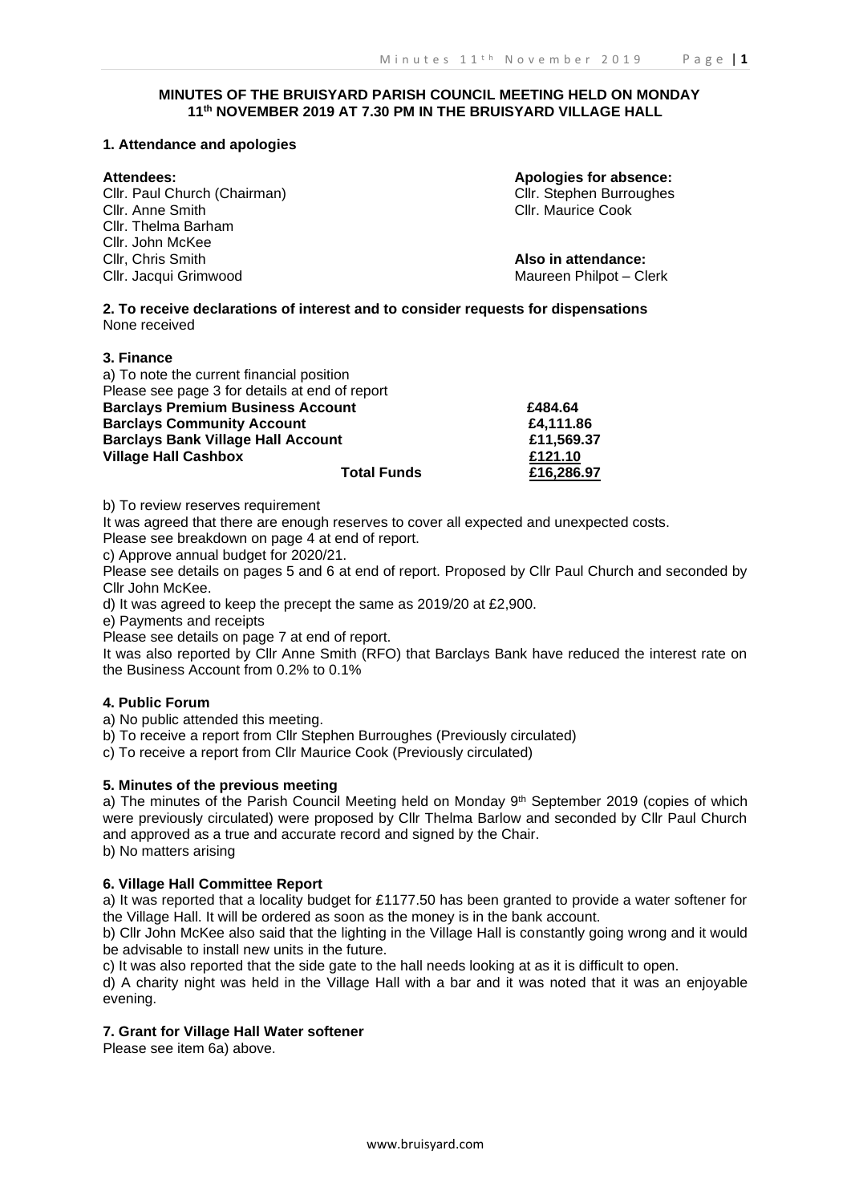**MINUTES OF THE BRUISYARD PARISH COUNCIL MEETING HELD ON MONDAY 11th NOVEMBER 2019 AT 7.30 PM IN THE BRUISYARD VILLAGE HALL**

### 1. Attendance and apologies

**Attendees:**
Cllr. Paul Church (Chairman)
Cllr. Anne Smith
Cllr. Thelma Barham
Cllr. John McKee
Cllr, Chris Smith
Cllr. Jacqui Grimwood

**Apologies for absence:**
Cllr. Stephen Burroughes
Cllr. Maurice Cook

**Also in attendance:**
Maureen Philpot – Clerk

### 2. To receive declarations of interest and to consider requests for dispensations

None received

### 3. Finance

a) To note the current financial position
Please see page 3 for details at end of report

| | |
|---|---|
| **Barclays Premium Business Account** | **£484.64** |
| **Barclays Community Account** | **£4,111.86** |
| **Barclays Bank Village Hall Account** | **£11,569.37** |
| **Village Hall Cashbox** | **£121.10** |
| **Total Funds** | **£16,286.97** |

b) To review reserves requirement
It was agreed that there are enough reserves to cover all expected and unexpected costs.
Please see breakdown on page 4 at end of report.
c) Approve annual budget for 2020/21.
Please see details on pages 5 and 6 at end of report. Proposed by Cllr Paul Church and seconded by Cllr John McKee.
d) It was agreed to keep the precept the same as 2019/20 at £2,900.
e) Payments and receipts
Please see details on page 7 at end of report.
It was also reported by Cllr Anne Smith (RFO) that Barclays Bank have reduced the interest rate on the Business Account from 0.2% to 0.1%

### 4. Public Forum

a) No public attended this meeting.
b) To receive a report from Cllr Stephen Burroughes (Previously circulated)
c) To receive a report from Cllr Maurice Cook (Previously circulated)

### 5. Minutes of the previous meeting

a) The minutes of the Parish Council Meeting held on Monday 9th September 2019 (copies of which were previously circulated) were proposed by Cllr Thelma Barlow and seconded by Cllr Paul Church and approved as a true and accurate record and signed by the Chair.
b) No matters arising

### 6. Village Hall Committee Report

a) It was reported that a locality budget for £1177.50 has been granted to provide a water softener for the Village Hall. It will be ordered as soon as the money is in the bank account.
b) Cllr John McKee also said that the lighting in the Village Hall is constantly going wrong and it would be advisable to install new units in the future.
c) It was also reported that the side gate to the hall needs looking at as it is difficult to open.
d) A charity night was held in the Village Hall with a bar and it was noted that it was an enjoyable evening.

### 7. Grant for Village Hall Water softener

Please see item 6a) above.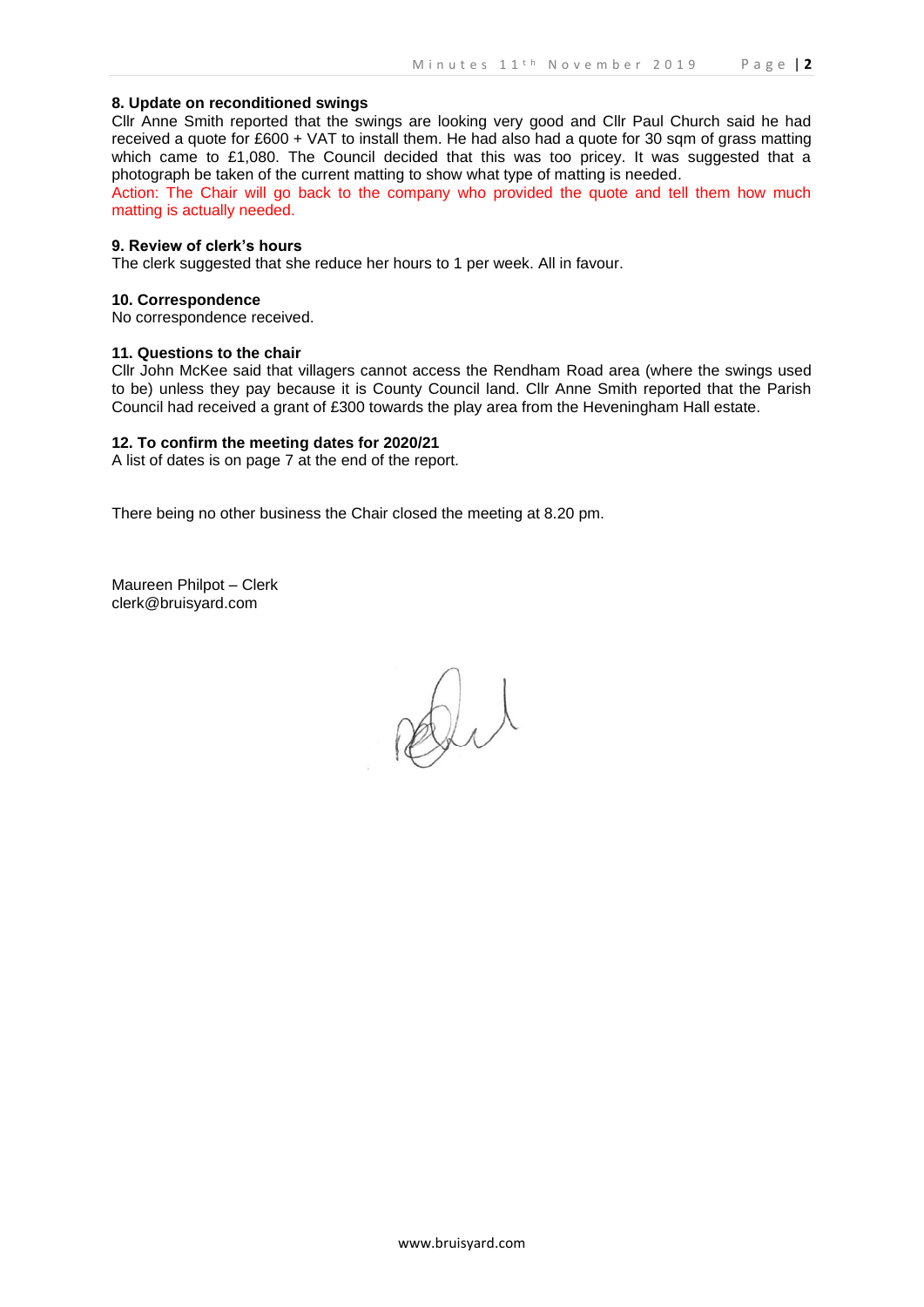#### 8. Update on reconditioned swings

Cllr Anne Smith reported that the swings are looking very good and Cllr Paul Church said he had received a quote for £600 + VAT to install them. He had also had a quote for 30 sqm of grass matting which came to £1,080. The Council decided that this was too pricey. It was suggested that a photograph be taken of the current matting to show what type of matting is needed.

Action: The Chair will go back to the company who provided the quote and tell them how much matting is actually needed.

#### 9. Review of clerk's hours

The clerk suggested that she reduce her hours to 1 per week. All in favour.

#### 10. Correspondence

No correspondence received.

#### 11. Questions to the chair

Cllr John McKee said that villagers cannot access the Rendham Road area (where the swings used to be) unless they pay because it is County Council land. Cllr Anne Smith reported that the Parish Council had received a grant of £300 towards the play area from the Heveningham Hall estate.

#### 12. To confirm the meeting dates for 2020/21

A list of dates is on page 7 at the end of the report.

There being no other business the Chair closed the meeting at 8.20 pm.

Maureen Philpot – Clerk
clerk@bruisyard.com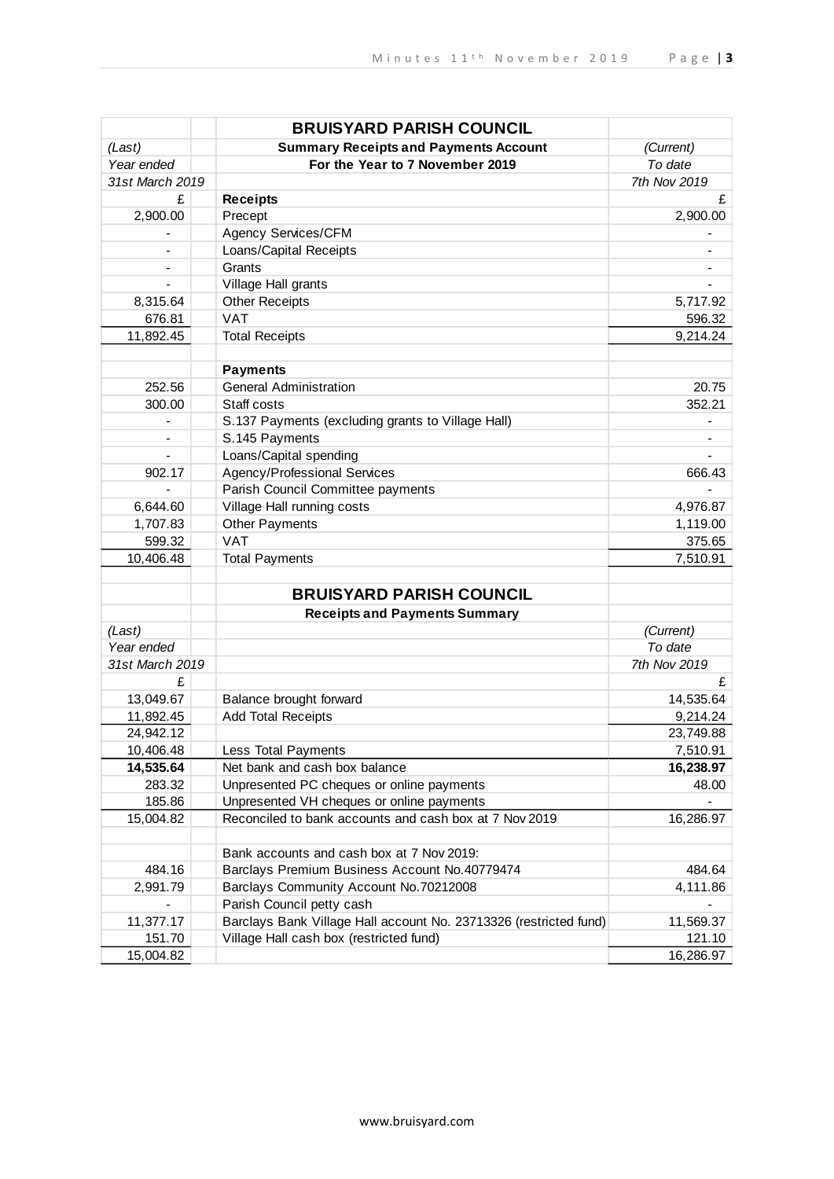| | | BRUISYARD PARISH COUNCIL | |
|---|---|---|---|
| *(Last)* | | **Summary Receipts and Payments Account** | *(Current)* |
| *Year ended* | | **For the Year to 7 November 2019** | *To date* |
| *31st March 2019* | | | *7th Nov 2019* |
| £ | | **Receipts** | £ |
| 2,900.00 | | Precept | 2,900.00 |
| - | | Agency Services/CFM | - |
| - | | Loans/Capital Receipts | - |
| - | | Grants | - |
| - | | Village Hall grants | - |
| 8,315.64 | | Other Receipts | 5,717.92 |
| 676.81 | | VAT | 596.32 |
| 11,892.45 | | Total Receipts | 9,214.24 |
| | | | |
| | | **Payments** | |
| 252.56 | | General Administration | 20.75 |
| 300.00 | | Staff costs | 352.21 |
| - | | S.137 Payments (excluding grants to Village Hall) | - |
| - | | S.145 Payments | - |
| - | | Loans/Capital spending | - |
| 902.17 | | Agency/Professional Services | 666.43 |
| - | | Parish Council Committee payments | - |
| 6,644.60 | | Village Hall running costs | 4,976.87 |
| 1,707.83 | | Other Payments | 1,119.00 |
| 599.32 | | VAT | 375.65 |
| 10,406.48 | | Total Payments | 7,510.91 |

| | | BRUISYARD PARISH COUNCIL | |
|---|---|---|---|
| | | **Receipts and Payments Summary** | |
| *(Last)* | | | *(Current)* |
| *Year ended* | | | *To date* |
| *31st March 2019* | | | *7th Nov 2019* |
| £ | | | £ |
| 13,049.67 | | Balance brought forward | 14,535.64 |
| 11,892.45 | | Add Total Receipts | 9,214.24 |
| 24,942.12 | | | 23,749.88 |
| 10,406.48 | | Less Total Payments | 7,510.91 |
| **14,535.64** | | Net bank and cash box balance | **16,238.97** |
| 283.32 | | Unpresented PC cheques or online payments | 48.00 |
| 185.86 | | Unpresented VH cheques or online payments | - |
| 15,004.82 | | Reconciled to bank accounts and cash box at 7 Nov 2019 | 16,286.97 |
| | | | |
| | | Bank accounts and cash box at 7 Nov 2019: | |
| 484.16 | | Barclays Premium Business Account No.40779474 | 484.64 |
| 2,991.79 | | Barclays Community Account No.70212008 | 4,111.86 |
| - | | Parish Council petty cash | - |
| 11,377.17 | | Barclays Bank Village Hall account No. 23713326 (restricted fund) | 11,569.37 |
| 151.70 | | Village Hall cash box (restricted fund) | 121.10 |
| 15,004.82 | | | 16,286.97 |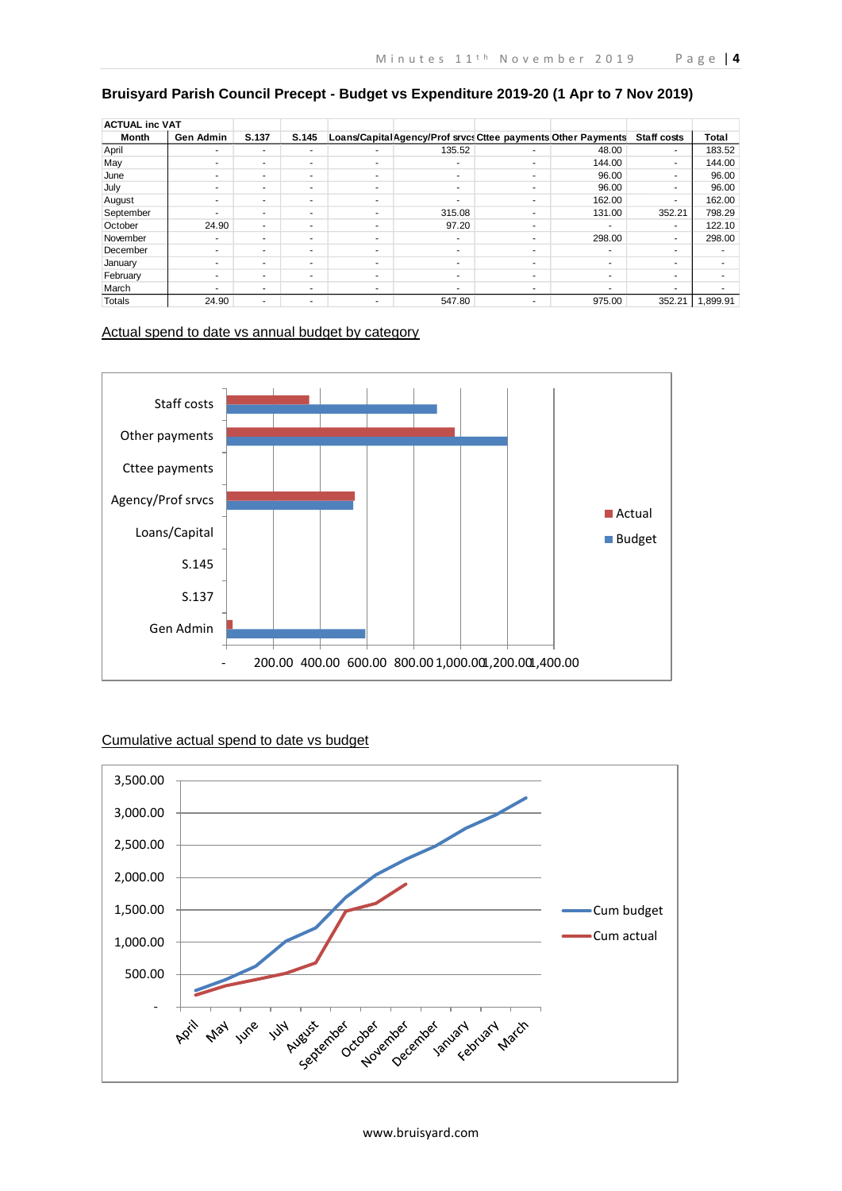## Bruisyard Parish Council Precept - Budget vs Expenditure 2019-20 (1 Apr to 7 Nov 2019)

| ACTUAL inc VAT | | | | | | | | | |
|---|---|---|---|---|---|---|---|---|---|
| Month | Gen Admin | S.137 | S.145 | Loans/Capital | Agency/Prof srvcs | Cttee payments | Other Payments | Staff costs | Total |
| April | - | - | - | - | 135.52 | - | 48.00 | - | 183.52 |
| May | - | - | - | - | - | - | 144.00 | - | 144.00 |
| June | - | - | - | - | - | - | 96.00 | - | 96.00 |
| July | - | - | - | - | - | - | 96.00 | - | 96.00 |
| August | - | - | - | - | - | - | 162.00 | - | 162.00 |
| September | - | - | - | - | 315.08 | - | 131.00 | 352.21 | 798.29 |
| October | 24.90 | - | - | - | 97.20 | - | - | - | 122.10 |
| November | - | - | - | - | - | - | 298.00 | - | 298.00 |
| December | - | - | - | - | - | - | - | - | - |
| January | - | - | - | - | - | - | - | - | - |
| February | - | - | - | - | - | - | - | - | - |
| March | - | - | - | - | - | - | - | - | - |
| Totals | 24.90 | - | - | - | 547.80 | - | 975.00 | 352.21 | 1,899.91 |

Actual spend to date vs annual budget by category

Cumulative actual spend to date vs budget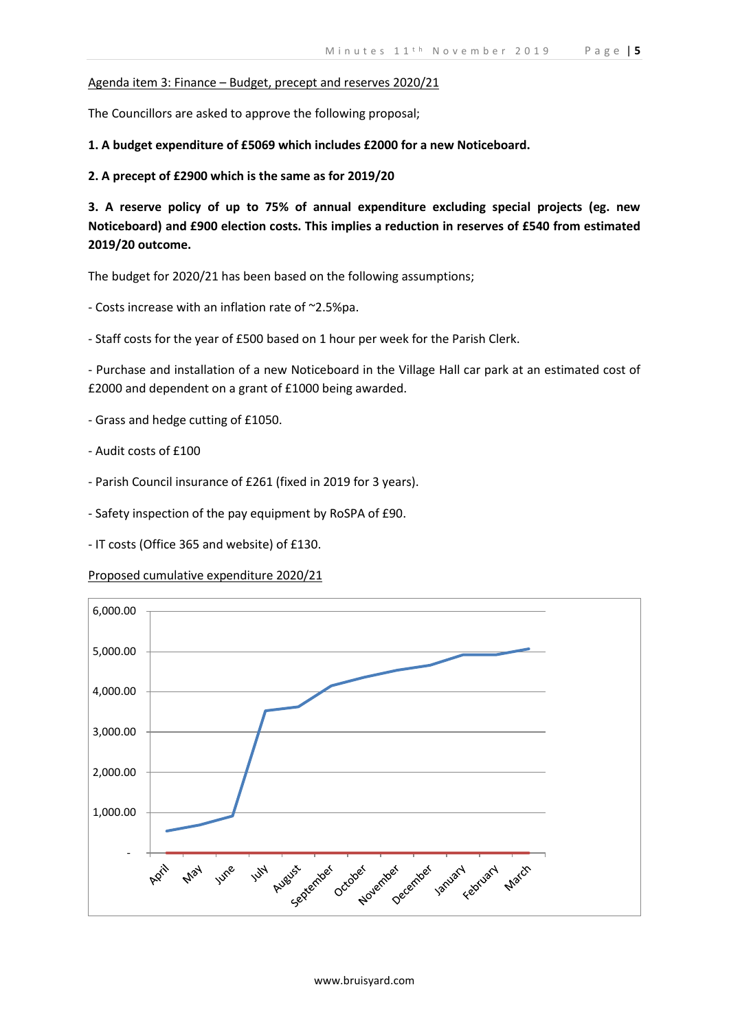Agenda item 3: Finance – Budget, precept and reserves 2020/21

The Councillors are asked to approve the following proposal;

**1. A budget expenditure of £5069 which includes £2000 for a new Noticeboard.**

**2. A precept of £2900 which is the same as for 2019/20**

**3. A reserve policy of up to 75% of annual expenditure excluding special projects (eg. new Noticeboard) and £900 election costs. This implies a reduction in reserves of £540 from estimated 2019/20 outcome.**

The budget for 2020/21 has been based on the following assumptions;

- Costs increase with an inflation rate of ~2.5%pa.

- Staff costs for the year of £500 based on 1 hour per week for the Parish Clerk.

- Purchase and installation of a new Noticeboard in the Village Hall car park at an estimated cost of £2000 and dependent on a grant of £1000 being awarded.

- Grass and hedge cutting of £1050.

- Audit costs of £100

- Parish Council insurance of £261 (fixed in 2019 for 3 years).

- Safety inspection of the pay equipment by RoSPA of £90.

- IT costs (Office 365 and website) of £130.

Proposed cumulative expenditure 2020/21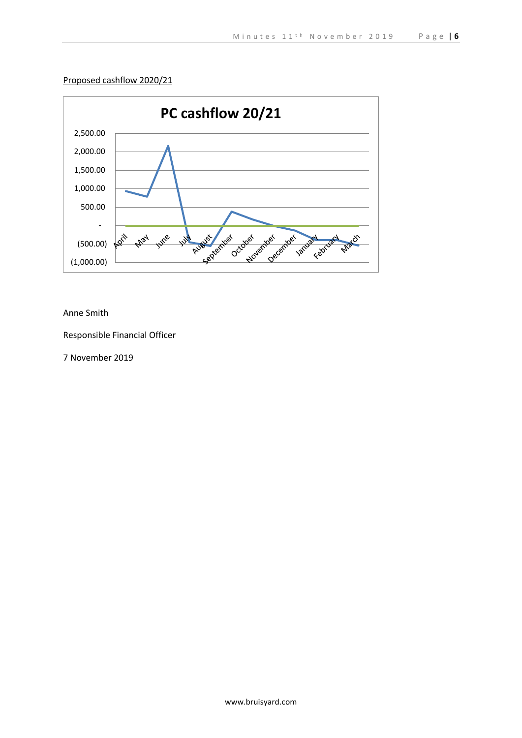Proposed cashflow 2020/21

Anne Smith

Responsible Financial Officer

7 November 2019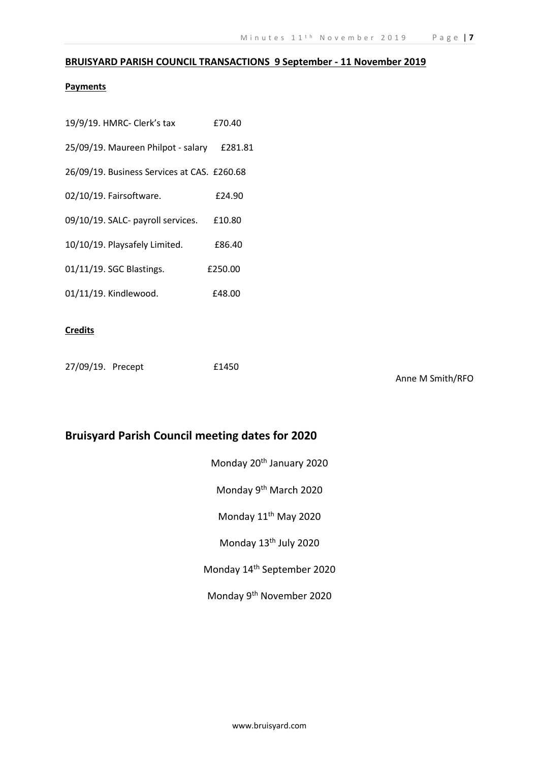**BRUISYARD PARISH COUNCIL TRANSACTIONS 9 September - 11 November 2019**

**Payments**

| | |
|---|---|
| 19/9/19. HMRC- Clerk's tax | £70.40 |
| 25/09/19. Maureen Philpot - salary | £281.81 |
| 26/09/19. Business Services at CAS. | £260.68 |
| 02/10/19. Fairsoftware. | £24.90 |
| 09/10/19. SALC- payroll services. | £10.80 |
| 10/10/19. Playsafely Limited. | £86.40 |
| 01/11/19. SGC Blastings. | £250.00 |
| 01/11/19. Kindlewood. | £48.00 |

**Credits**

| | |
|---|---|
| 27/09/19. Precept | £1450 |

Anne M Smith/RFO

## Bruisyard Parish Council meeting dates for 2020

Monday 20th January 2020

Monday 9th March 2020

Monday 11th May 2020

Monday 13th July 2020

Monday 14th September 2020

Monday 9th November 2020

www.bruisyard.com